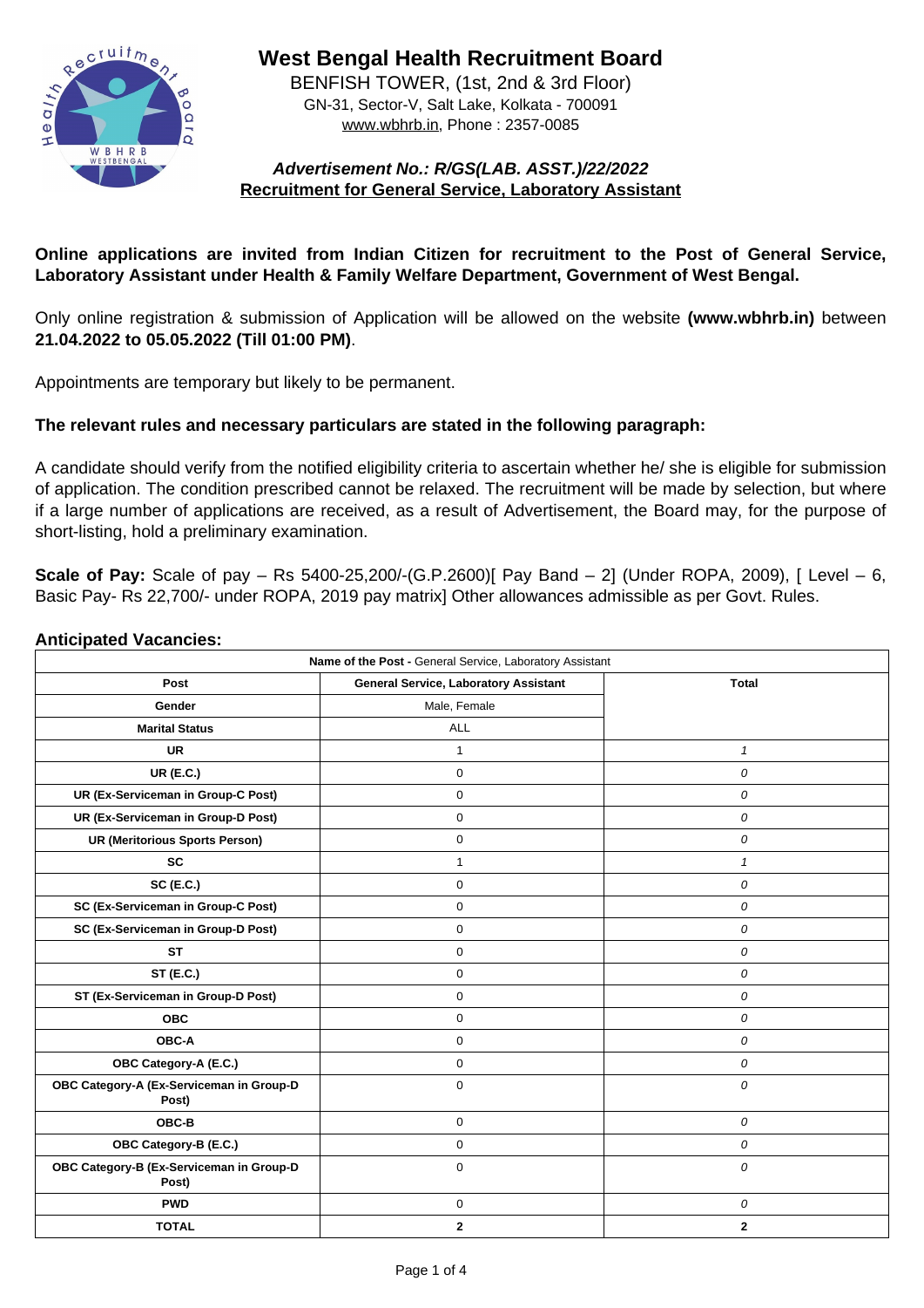# West Bengal Health Recruitment Board

BENFISH TOWER, (1st, 2nd & 3rd Floor)
GN-31, Sector-V, Salt Lake, Kolkata - 700091
www.wbhrb.in, Phone : 2357-0085

***Advertisement No.: R/GS(LAB. ASST.)/22/2022***

**Recruitment for General Service, Laboratory Assistant**

**Online applications are invited from Indian Citizen for recruitment to the Post of General Service, Laboratory Assistant under Health & Family Welfare Department, Government of West Bengal.**

Only online registration & submission of Application will be allowed on the website **(www.wbhrb.in)** between **21.04.2022 to 05.05.2022 (Till 01:00 PM)**.

Appointments are temporary but likely to be permanent.

**The relevant rules and necessary particulars are stated in the following paragraph:**

A candidate should verify from the notified eligibility criteria to ascertain whether he/ she is eligible for submission of application. The condition prescribed cannot be relaxed. The recruitment will be made by selection, but where if a large number of applications are received, as a result of Advertisement, the Board may, for the purpose of short-listing, hold a preliminary examination.

**Scale of Pay:** Scale of pay – Rs 5400-25,200/-(G.P.2600)[ Pay Band – 2] (Under ROPA, 2009), [ Level – 6, Basic Pay- Rs 22,700/- under ROPA, 2019 pay matrix] Other allowances admissible as per Govt. Rules.

**Anticipated Vacancies:**

| **Name of the Post -** General Service, Laboratory Assistant | | |
|---|---|---|
| **Post** | **General Service, Laboratory Assistant** | **Total** |
| **Gender** | Male, Female | |
| **Marital Status** | ALL | |
| **UR** | 1 | *1* |
| **UR (E.C.)** | 0 | *0* |
| **UR (Ex-Serviceman in Group-C Post)** | 0 | *0* |
| **UR (Ex-Serviceman in Group-D Post)** | 0 | *0* |
| **UR (Meritorious Sports Person)** | 0 | *0* |
| **SC** | 1 | *1* |
| **SC (E.C.)** | 0 | *0* |
| **SC (Ex-Serviceman in Group-C Post)** | 0 | *0* |
| **SC (Ex-Serviceman in Group-D Post)** | 0 | *0* |
| **ST** | 0 | *0* |
| **ST (E.C.)** | 0 | *0* |
| **ST (Ex-Serviceman in Group-D Post)** | 0 | *0* |
| **OBC** | 0 | *0* |
| **OBC-A** | 0 | *0* |
| **OBC Category-A (E.C.)** | 0 | *0* |
| **OBC Category-A (Ex-Serviceman in Group-D Post)** | 0 | *0* |
| **OBC-B** | 0 | *0* |
| **OBC Category-B (E.C.)** | 0 | *0* |
| **OBC Category-B (Ex-Serviceman in Group-D Post)** | 0 | *0* |
| **PWD** | 0 | *0* |
| **TOTAL** | **2** | **2** |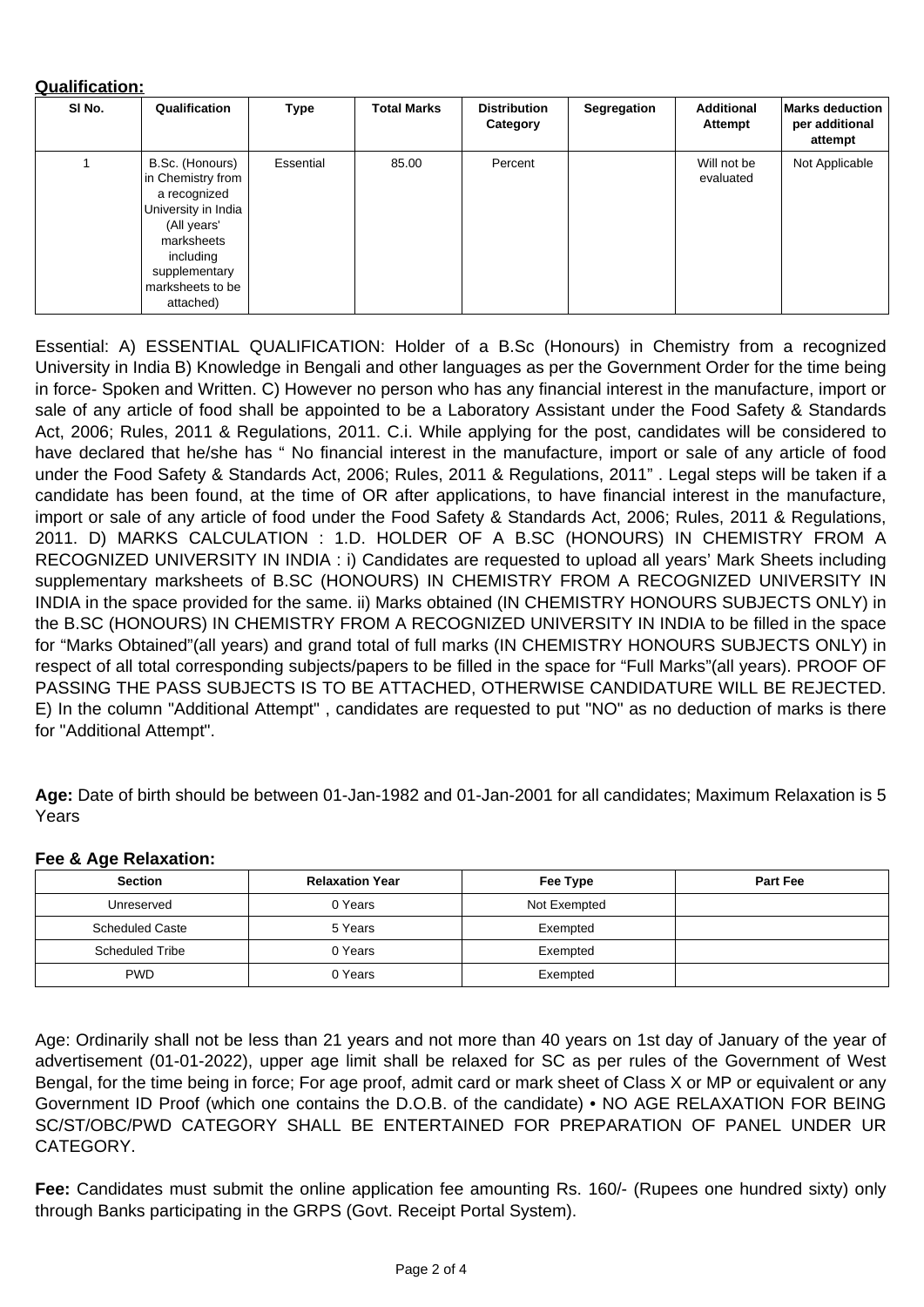**Qualification:**

| Sl No. | Qualification | Type | Total Marks | Distribution Category | Segregation | Additional Attempt | Marks deduction per additional attempt |
|---|---|---|---|---|---|---|---|
| 1 | B.Sc. (Honours) in Chemistry from a recognized University in India (All years' marksheets including supplementary marksheets to be attached) | Essential | 85.00 | Percent | | Will not be evaluated | Not Applicable |

Essential: A) ESSENTIAL QUALIFICATION: Holder of a B.Sc (Honours) in Chemistry from a recognized University in India B) Knowledge in Bengali and other languages as per the Government Order for the time being in force- Spoken and Written. C) However no person who has any financial interest in the manufacture, import or sale of any article of food shall be appointed to be a Laboratory Assistant under the Food Safety & Standards Act, 2006; Rules, 2011 & Regulations, 2011. C.i. While applying for the post, candidates will be considered to have declared that he/she has " No financial interest in the manufacture, import or sale of any article of food under the Food Safety & Standards Act, 2006; Rules, 2011 & Regulations, 2011" . Legal steps will be taken if a candidate has been found, at the time of OR after applications, to have financial interest in the manufacture, import or sale of any article of food under the Food Safety & Standards Act, 2006; Rules, 2011 & Regulations, 2011. D) MARKS CALCULATION : 1.D. HOLDER OF A B.SC (HONOURS) IN CHEMISTRY FROM A RECOGNIZED UNIVERSITY IN INDIA : i) Candidates are requested to upload all years' Mark Sheets including supplementary marksheets of B.SC (HONOURS) IN CHEMISTRY FROM A RECOGNIZED UNIVERSITY IN INDIA in the space provided for the same. ii) Marks obtained (IN CHEMISTRY HONOURS SUBJECTS ONLY) in the B.SC (HONOURS) IN CHEMISTRY FROM A RECOGNIZED UNIVERSITY IN INDIA to be filled in the space for "Marks Obtained"(all years) and grand total of full marks (IN CHEMISTRY HONOURS SUBJECTS ONLY) in respect of all total corresponding subjects/papers to be filled in the space for "Full Marks"(all years). PROOF OF PASSING THE PASS SUBJECTS IS TO BE ATTACHED, OTHERWISE CANDIDATURE WILL BE REJECTED. E) In the column "Additional Attempt" , candidates are requested to put "NO" as no deduction of marks is there for "Additional Attempt".

**Age:** Date of birth should be between 01-Jan-1982 and 01-Jan-2001 for all candidates; Maximum Relaxation is 5 Years

**Fee & Age Relaxation:**

| Section | Relaxation Year | Fee Type | Part Fee |
|---|---|---|---|
| Unreserved | 0 Years | Not Exempted | |
| Scheduled Caste | 5 Years | Exempted | |
| Scheduled Tribe | 0 Years | Exempted | |
| PWD | 0 Years | Exempted | |

Age: Ordinarily shall not be less than 21 years and not more than 40 years on 1st day of January of the year of advertisement (01-01-2022), upper age limit shall be relaxed for SC as per rules of the Government of West Bengal, for the time being in force; For age proof, admit card or mark sheet of Class X or MP or equivalent or any Government ID Proof (which one contains the D.O.B. of the candidate) • NO AGE RELAXATION FOR BEING SC/ST/OBC/PWD CATEGORY SHALL BE ENTERTAINED FOR PREPARATION OF PANEL UNDER UR CATEGORY.

**Fee:** Candidates must submit the online application fee amounting Rs. 160/- (Rupees one hundred sixty) only through Banks participating in the GRPS (Govt. Receipt Portal System).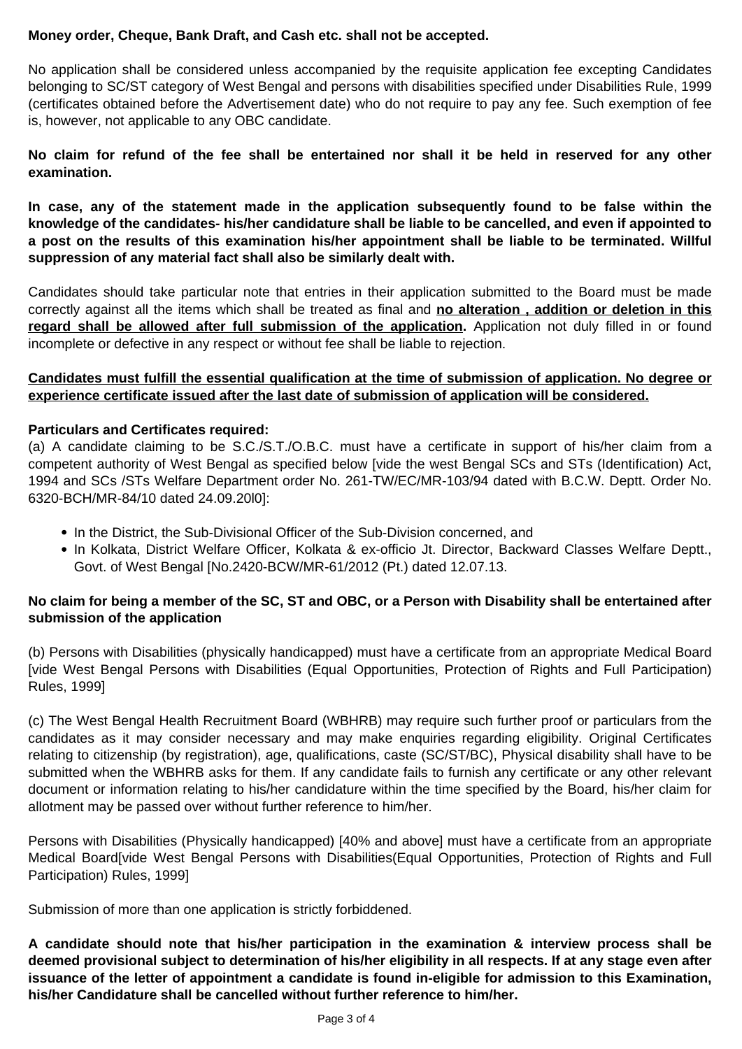**Money order, Cheque, Bank Draft, and Cash etc. shall not be accepted.**

No application shall be considered unless accompanied by the requisite application fee excepting Candidates belonging to SC/ST category of West Bengal and persons with disabilities specified under Disabilities Rule, 1999 (certificates obtained before the Advertisement date) who do not require to pay any fee. Such exemption of fee is, however, not applicable to any OBC candidate.

**No claim for refund of the fee shall be entertained nor shall it be held in reserved for any other examination.**

**In case, any of the statement made in the application subsequently found to be false within the knowledge of the candidates- his/her candidature shall be liable to be cancelled, and even if appointed to a post on the results of this examination his/her appointment shall be liable to be terminated. Willful suppression of any material fact shall also be similarly dealt with.**

Candidates should take particular note that entries in their application submitted to the Board must be made correctly against all the items which shall be treated as final and **<u>no alteration , addition or deletion in this regard shall be allowed after full submission of the application</u>.** Application not duly filled in or found incomplete or defective in any respect or without fee shall be liable to rejection.

**<u>Candidates must fulfill the essential qualification at the time of submission of application. No degree or experience certificate issued after the last date of submission of application will be considered.</u>**

**Particulars and Certificates required:**
(a) A candidate claiming to be S.C./S.T./O.B.C. must have a certificate in support of his/her claim from a competent authority of West Bengal as specified below [vide the west Bengal SCs and STs (Identification) Act, 1994 and SCs /STs Welfare Department order No. 261-TW/EC/MR-103/94 dated with B.C.W. Deptt. Order No. 6320-BCH/MR-84/10 dated 24.09.20l0]:

- In the District, the Sub-Divisional Officer of the Sub-Division concerned, and
- In Kolkata, District Welfare Officer, Kolkata & ex-officio Jt. Director, Backward Classes Welfare Deptt., Govt. of West Bengal [No.2420-BCW/MR-61/2012 (Pt.) dated 12.07.13.

**No claim for being a member of the SC, ST and OBC, or a Person with Disability shall be entertained after submission of the application**

(b) Persons with Disabilities (physically handicapped) must have a certificate from an appropriate Medical Board [vide West Bengal Persons with Disabilities (Equal Opportunities, Protection of Rights and Full Participation) Rules, 1999]

(c) The West Bengal Health Recruitment Board (WBHRB) may require such further proof or particulars from the candidates as it may consider necessary and may make enquiries regarding eligibility. Original Certificates relating to citizenship (by registration), age, qualifications, caste (SC/ST/BC), Physical disability shall have to be submitted when the WBHRB asks for them. If any candidate fails to furnish any certificate or any other relevant document or information relating to his/her candidature within the time specified by the Board, his/her claim for allotment may be passed over without further reference to him/her.

Persons with Disabilities (Physically handicapped) [40% and above] must have a certificate from an appropriate Medical Board[vide West Bengal Persons with Disabilities(Equal Opportunities, Protection of Rights and Full Participation) Rules, 1999]

Submission of more than one application is strictly forbiddened.

**A candidate should note that his/her participation in the examination & interview process shall be deemed provisional subject to determination of his/her eligibility in all respects. If at any stage even after issuance of the letter of appointment a candidate is found in-eligible for admission to this Examination, his/her Candidature shall be cancelled without further reference to him/her.**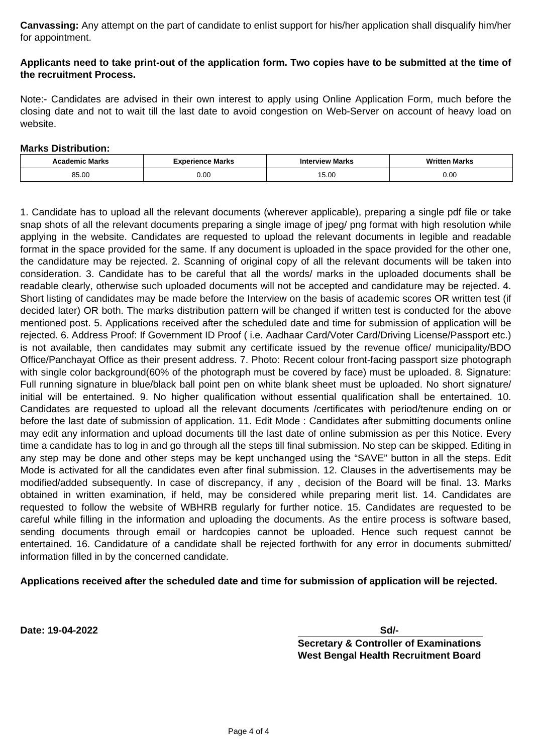**Canvassing:** Any attempt on the part of candidate to enlist support for his/her application shall disqualify him/her for appointment.

**Applicants need to take print-out of the application form. Two copies have to be submitted at the time of the recruitment Process.**

Note:- Candidates are advised in their own interest to apply using Online Application Form, much before the closing date and not to wait till the last date to avoid congestion on Web-Server on account of heavy load on website.

**Marks Distribution:**

| Academic Marks | Experience Marks | Interview Marks | Written Marks |
|---|---|---|---|
| 85.00 | 0.00 | 15.00 | 0.00 |

1. Candidate has to upload all the relevant documents (wherever applicable), preparing a single pdf file or take snap shots of all the relevant documents preparing a single image of jpeg/ png format with high resolution while applying in the website. Candidates are requested to upload the relevant documents in legible and readable format in the space provided for the same. If any document is uploaded in the space provided for the other one, the candidature may be rejected. 2. Scanning of original copy of all the relevant documents will be taken into consideration. 3. Candidate has to be careful that all the words/ marks in the uploaded documents shall be readable clearly, otherwise such uploaded documents will not be accepted and candidature may be rejected. 4. Short listing of candidates may be made before the Interview on the basis of academic scores OR written test (if decided later) OR both. The marks distribution pattern will be changed if written test is conducted for the above mentioned post. 5. Applications received after the scheduled date and time for submission of application will be rejected. 6. Address Proof: If Government ID Proof ( i.e. Aadhaar Card/Voter Card/Driving License/Passport etc.) is not available, then candidates may submit any certificate issued by the revenue office/ municipality/BDO Office/Panchayat Office as their present address. 7. Photo: Recent colour front-facing passport size photograph with single color background(60% of the photograph must be covered by face) must be uploaded. 8. Signature: Full running signature in blue/black ball point pen on white blank sheet must be uploaded. No short signature/ initial will be entertained. 9. No higher qualification without essential qualification shall be entertained. 10. Candidates are requested to upload all the relevant documents /certificates with period/tenure ending on or before the last date of submission of application. 11. Edit Mode : Candidates after submitting documents online may edit any information and upload documents till the last date of online submission as per this Notice. Every time a candidate has to log in and go through all the steps till final submission. No step can be skipped. Editing in any step may be done and other steps may be kept unchanged using the “SAVE” button in all the steps. Edit Mode is activated for all the candidates even after final submission. 12. Clauses in the advertisements may be modified/added subsequently. In case of discrepancy, if any , decision of the Board will be final. 13. Marks obtained in written examination, if held, may be considered while preparing merit list. 14. Candidates are requested to follow the website of WBHRB regularly for further notice. 15. Candidates are requested to be careful while filling in the information and uploading the documents. As the entire process is software based, sending documents through email or hardcopies cannot be uploaded. Hence such request cannot be entertained. 16. Candidature of a candidate shall be rejected forthwith for any error in documents submitted/ information filled in by the concerned candidate.

**Applications received after the scheduled date and time for submission of application will be rejected.**

**Date: 19-04-2022**

**Sd/-**
**Secretary & Controller of Examinations**
**West Bengal Health Recruitment Board**